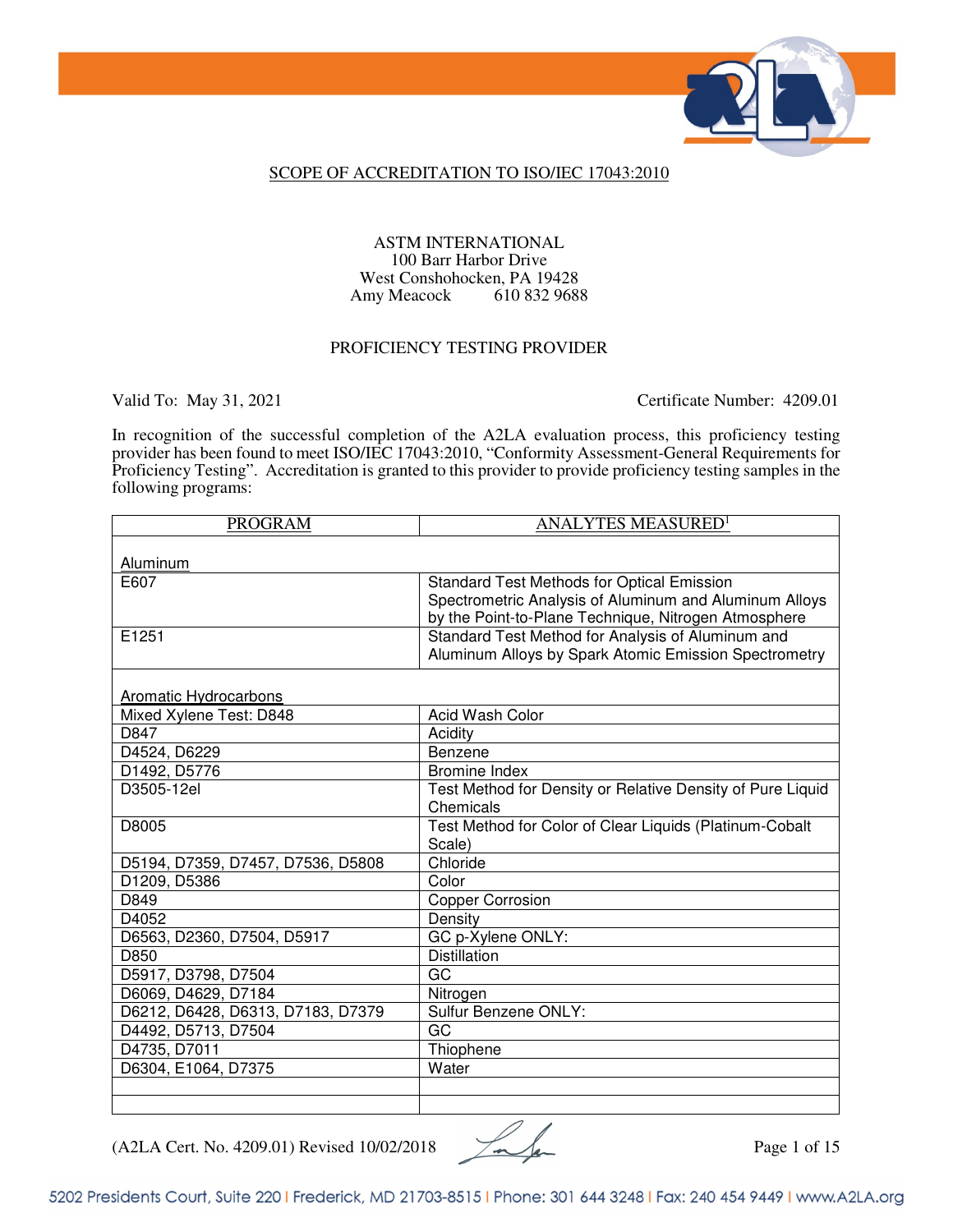SCOPE OF ACCREDITATION TO ISO/IEC 17043:2010

ASTM INTERNATIONAL
100 Barr Harbor Drive
West Conshohocken, PA 19428
Amy Meacock 610 832 9688

PROFICIENCY TESTING PROVIDER

Valid To: May 31, 2021 Certificate Number: 4209.01

In recognition of the successful completion of the A2LA evaluation process, this proficiency testing provider has been found to meet ISO/IEC 17043:2010, "Conformity Assessment-General Requirements for Proficiency Testing". Accreditation is granted to this provider to provide proficiency testing samples in the following programs:

| PROGRAM | ANALYTES MEASURED[1] |
|---|---|
| Aluminum | |
| E607 | Standard Test Methods for Optical Emission Spectrometric Analysis of Aluminum and Aluminum Alloys by the Point-to-Plane Technique, Nitrogen Atmosphere |
| E1251 | Standard Test Method for Analysis of Aluminum and Aluminum Alloys by Spark Atomic Emission Spectrometry |
| Aromatic Hydrocarbons | |
| Mixed Xylene Test: D848 | Acid Wash Color |
| D847 | Acidity |
| D4524, D6229 | Benzene |
| D1492, D5776 | Bromine Index |
| D3505-12el | Test Method for Density or Relative Density of Pure Liquid Chemicals |
| D8005 | Test Method for Color of Clear Liquids (Platinum-Cobalt Scale) |
| D5194, D7359, D7457, D7536, D5808 | Chloride |
| D1209, D5386 | Color |
| D849 | Copper Corrosion |
| D4052 | Density |
| D6563, D2360, D7504, D5917 | GC p-Xylene ONLY: |
| D850 | Distillation |
| D5917, D3798, D7504 | GC |
| D6069, D4629, D7184 | Nitrogen |
| D6212, D6428, D6313, D7183, D7379 | Sulfur Benzene ONLY: |
| D4492, D5713, D7504 | GC |
| D4735, D7011 | Thiophene |
| D6304, E1064, D7375 | Water |
| | |
| | |

(A2LA Cert. No. 4209.01) Revised 10/02/2018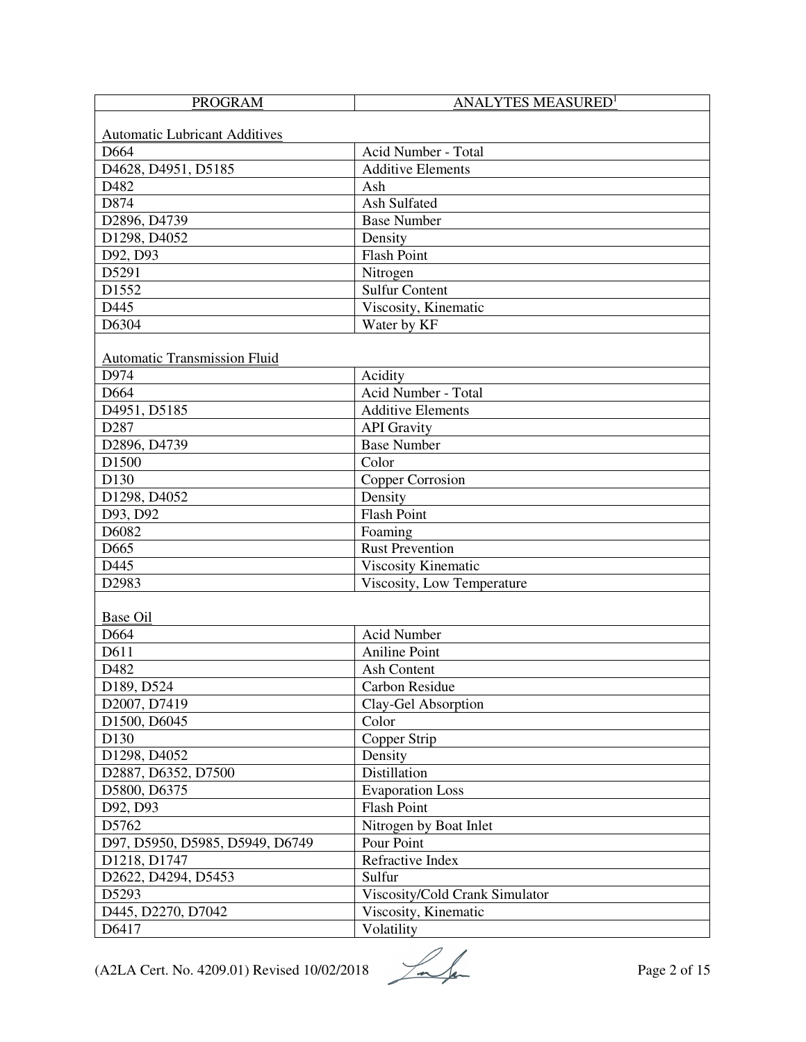| PROGRAM | ANALYTES MEASURED[1] |
|---|---|
| Automatic Lubricant Additives | |
| D664 | Acid Number - Total |
| D4628, D4951, D5185 | Additive Elements |
| D482 | Ash |
| D874 | Ash Sulfated |
| D2896, D4739 | Base Number |
| D1298, D4052 | Density |
| D92, D93 | Flash Point |
| D5291 | Nitrogen |
| D1552 | Sulfur Content |
| D445 | Viscosity, Kinematic |
| D6304 | Water by KF |
| Automatic Transmission Fluid | |
| D974 | Acidity |
| D664 | Acid Number - Total |
| D4951, D5185 | Additive Elements |
| D287 | API Gravity |
| D2896, D4739 | Base Number |
| D1500 | Color |
| D130 | Copper Corrosion |
| D1298, D4052 | Density |
| D93, D92 | Flash Point |
| D6082 | Foaming |
| D665 | Rust Prevention |
| D445 | Viscosity Kinematic |
| D2983 | Viscosity, Low Temperature |
| Base Oil | |
| D664 | Acid Number |
| D611 | Aniline Point |
| D482 | Ash Content |
| D189, D524 | Carbon Residue |
| D2007, D7419 | Clay-Gel Absorption |
| D1500, D6045 | Color |
| D130 | Copper Strip |
| D1298, D4052 | Density |
| D2887, D6352, D7500 | Distillation |
| D5800, D6375 | Evaporation Loss |
| D92, D93 | Flash Point |
| D5762 | Nitrogen by Boat Inlet |
| D97, D5950, D5985, D5949, D6749 | Pour Point |
| D1218, D1747 | Refractive Index |
| D2622, D4294, D5453 | Sulfur |
| D5293 | Viscosity/Cold Crank Simulator |
| D445, D2270, D7042 | Viscosity, Kinematic |
| D6417 | Volatility |

(A2LA Cert. No. 4209.01) Revised 10/02/2018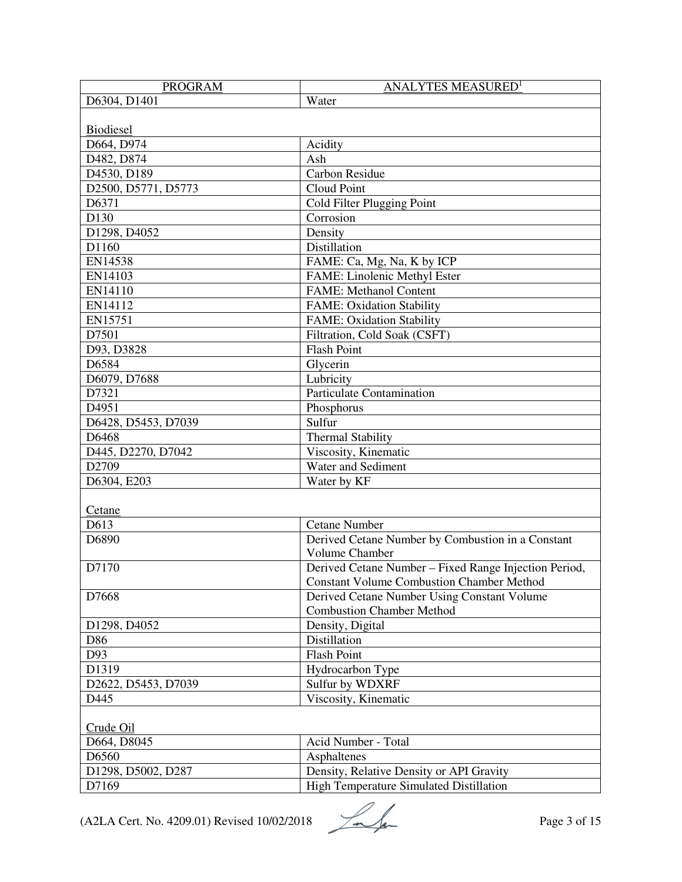| PROGRAM | ANALYTES MEASURED[1] |
|---|---|
| D6304, D1401 | Water |
| Biodiesel | |
| D664, D974 | Acidity |
| D482, D874 | Ash |
| D4530, D189 | Carbon Residue |
| D2500, D5771, D5773 | Cloud Point |
| D6371 | Cold Filter Plugging Point |
| D130 | Corrosion |
| D1298, D4052 | Density |
| D1160 | Distillation |
| EN14538 | FAME: Ca, Mg, Na, K by ICP |
| EN14103 | FAME: Linolenic Methyl Ester |
| EN14110 | FAME: Methanol Content |
| EN14112 | FAME: Oxidation Stability |
| EN15751 | FAME: Oxidation Stability |
| D7501 | Filtration, Cold Soak (CSFT) |
| D93, D3828 | Flash Point |
| D6584 | Glycerin |
| D6079, D7688 | Lubricity |
| D7321 | Particulate Contamination |
| D4951 | Phosphorus |
| D6428, D5453, D7039 | Sulfur |
| D6468 | Thermal Stability |
| D445, D2270, D7042 | Viscosity, Kinematic |
| D2709 | Water and Sediment |
| D6304, E203 | Water by KF |
| Cetane | |
| D613 | Cetane Number |
| D6890 | Derived Cetane Number by Combustion in a Constant Volume Chamber |
| D7170 | Derived Cetane Number – Fixed Range Injection Period, Constant Volume Combustion Chamber Method |
| D7668 | Derived Cetane Number Using Constant Volume Combustion Chamber Method |
| D1298, D4052 | Density, Digital |
| D86 | Distillation |
| D93 | Flash Point |
| D1319 | Hydrocarbon Type |
| D2622, D5453, D7039 | Sulfur by WDXRF |
| D445 | Viscosity, Kinematic |
| Crude Oil | |
| D664, D8045 | Acid Number - Total |
| D6560 | Asphaltenes |
| D1298, D5002, D287 | Density, Relative Density or API Gravity |
| D7169 | High Temperature Simulated Distillation |

(A2LA Cert. No. 4209.01) Revised 10/02/2018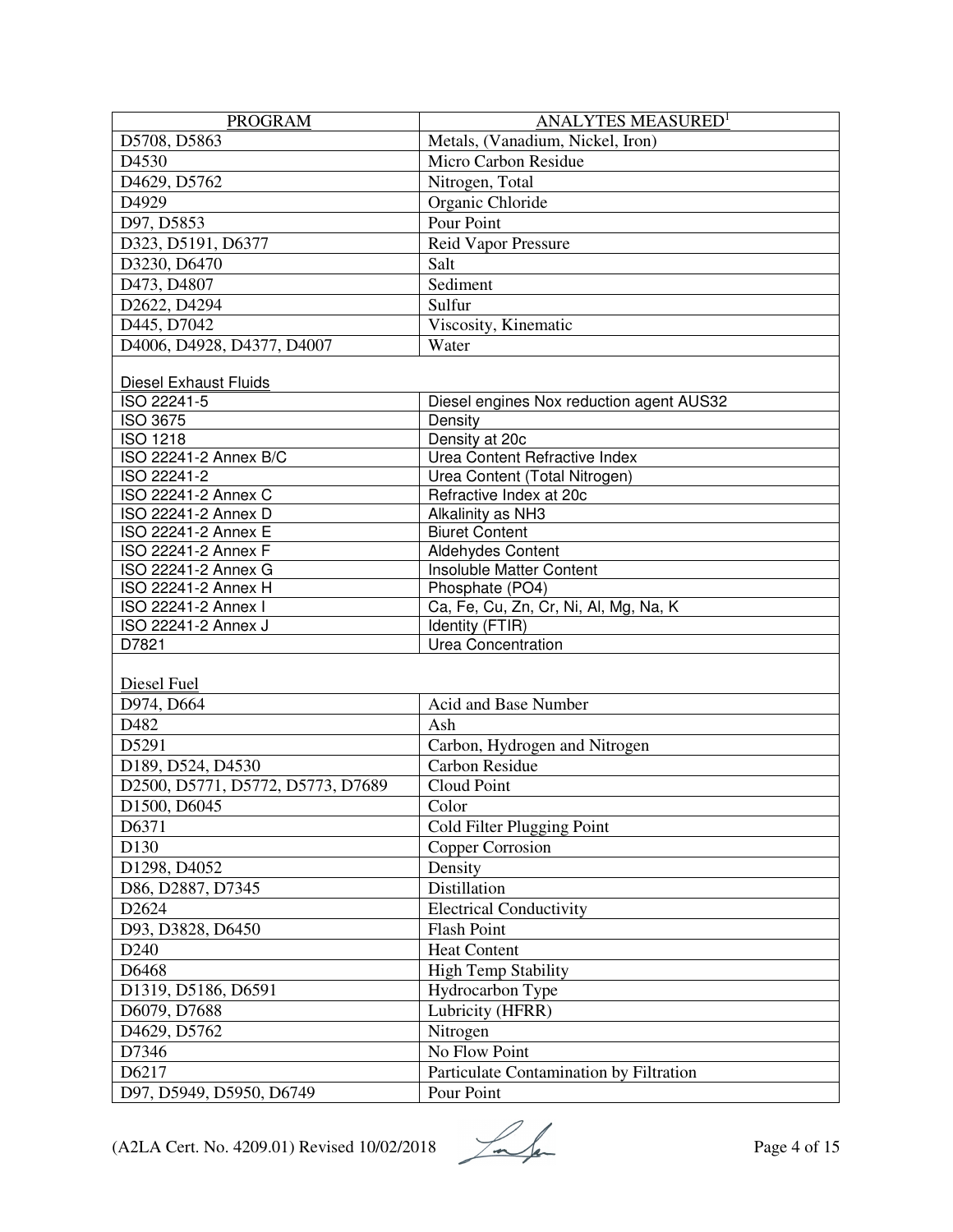| PROGRAM | ANALYTES MEASURED[1] |
| --- | --- |
| D5708, D5863 | Metals, (Vanadium, Nickel, Iron) |
| D4530 | Micro Carbon Residue |
| D4629, D5762 | Nitrogen, Total |
| D4929 | Organic Chloride |
| D97, D5853 | Pour Point |
| D323, D5191, D6377 | Reid Vapor Pressure |
| D3230, D6470 | Salt |
| D473, D4807 | Sediment |
| D2622, D4294 | Sulfur |
| D445, D7042 | Viscosity, Kinematic |
| D4006, D4928, D4377, D4007 | Water |
| Diesel Exhaust Fluids | |
| ISO 22241-5 | Diesel engines Nox reduction agent AUS32 |
| ISO 3675 | Density |
| ISO 1218 | Density at 20c |
| ISO 22241-2 Annex B/C | Urea Content Refractive Index |
| ISO 22241-2 | Urea Content (Total Nitrogen) |
| ISO 22241-2 Annex C | Refractive Index at 20c |
| ISO 22241-2 Annex D | Alkalinity as NH3 |
| ISO 22241-2 Annex E | Biuret Content |
| ISO 22241-2 Annex F | Aldehydes Content |
| ISO 22241-2 Annex G | Insoluble Matter Content |
| ISO 22241-2 Annex H | Phosphate (PO4) |
| ISO 22241-2 Annex I | Ca, Fe, Cu, Zn, Cr, Ni, Al, Mg, Na, K |
| ISO 22241-2 Annex J | Identity (FTIR) |
| D7821 | Urea Concentration |
| Diesel Fuel | |
| D974, D664 | Acid and Base Number |
| D482 | Ash |
| D5291 | Carbon, Hydrogen and Nitrogen |
| D189, D524, D4530 | Carbon Residue |
| D2500, D5771, D5772, D5773, D7689 | Cloud Point |
| D1500, D6045 | Color |
| D6371 | Cold Filter Plugging Point |
| D130 | Copper Corrosion |
| D1298, D4052 | Density |
| D86, D2887, D7345 | Distillation |
| D2624 | Electrical Conductivity |
| D93, D3828, D6450 | Flash Point |
| D240 | Heat Content |
| D6468 | High Temp Stability |
| D1319, D5186, D6591 | Hydrocarbon Type |
| D6079, D7688 | Lubricity (HFRR) |
| D4629, D5762 | Nitrogen |
| D7346 | No Flow Point |
| D6217 | Particulate Contamination by Filtration |
| D97, D5949, D5950, D6749 | Pour Point |

(A2LA Cert. No. 4209.01) Revised 10/02/2018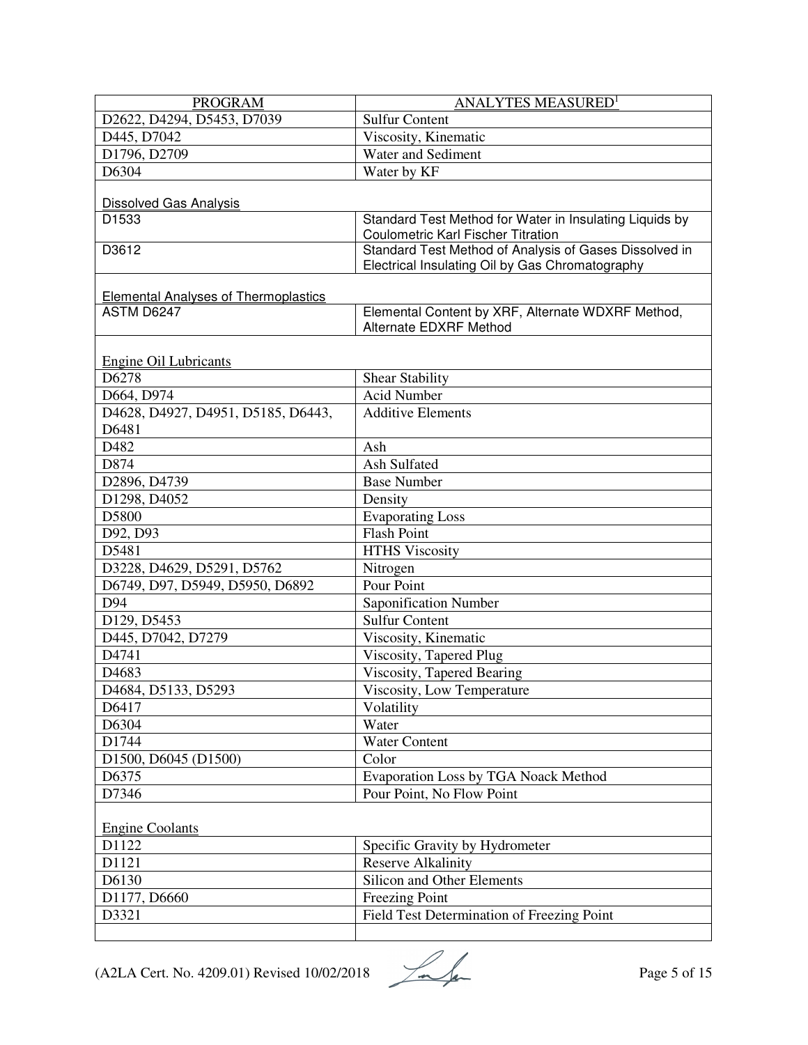| PROGRAM | ANALYTES MEASURED[1] |
|---|---|
| D2622, D4294, D5453, D7039 | Sulfur Content |
| D445, D7042 | Viscosity, Kinematic |
| D1796, D2709 | Water and Sediment |
| D6304 | Water by KF |
| Dissolved Gas Analysis | |
| D1533 | Standard Test Method for Water in Insulating Liquids by Coulometric Karl Fischer Titration |
| D3612 | Standard Test Method of Analysis of Gases Dissolved in Electrical Insulating Oil by Gas Chromatography |
| Elemental Analyses of Thermoplastics | |
| ASTM D6247 | Elemental Content by XRF, Alternate WDXRF Method, Alternate EDXRF Method |
| Engine Oil Lubricants | |
| D6278 | Shear Stability |
| D664, D974 | Acid Number |
| D4628, D4927, D4951, D5185, D6443, D6481 | Additive Elements |
| D482 | Ash |
| D874 | Ash Sulfated |
| D2896, D4739 | Base Number |
| D1298, D4052 | Density |
| D5800 | Evaporating Loss |
| D92, D93 | Flash Point |
| D5481 | HTHS Viscosity |
| D3228, D4629, D5291, D5762 | Nitrogen |
| D6749, D97, D5949, D5950, D6892 | Pour Point |
| D94 | Saponification Number |
| D129, D5453 | Sulfur Content |
| D445, D7042, D7279 | Viscosity, Kinematic |
| D4741 | Viscosity, Tapered Plug |
| D4683 | Viscosity, Tapered Bearing |
| D4684, D5133, D5293 | Viscosity, Low Temperature |
| D6417 | Volatility |
| D6304 | Water |
| D1744 | Water Content |
| D1500, D6045 (D1500) | Color |
| D6375 | Evaporation Loss by TGA Noack Method |
| D7346 | Pour Point, No Flow Point |
| Engine Coolants | |
| D1122 | Specific Gravity by Hydrometer |
| D1121 | Reserve Alkalinity |
| D6130 | Silicon and Other Elements |
| D1177, D6660 | Freezing Point |
| D3321 | Field Test Determination of Freezing Point |
| | |

(A2LA Cert. No. 4209.01) Revised 10/02/2018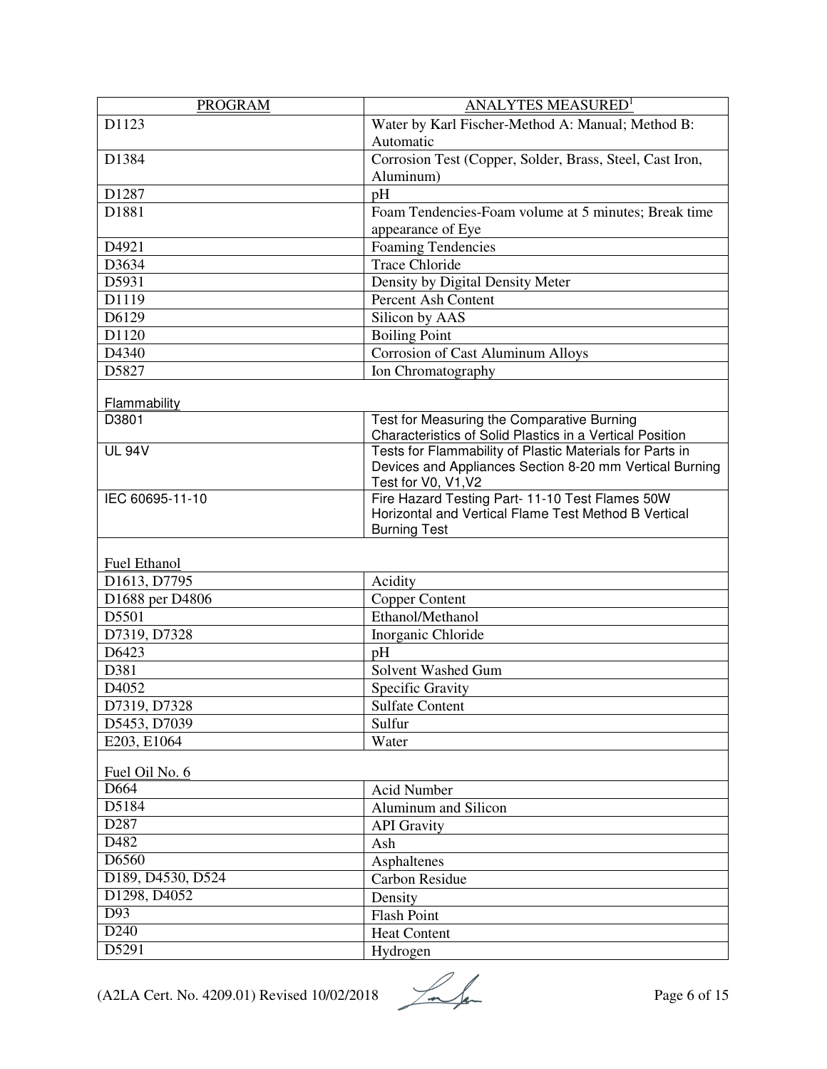| PROGRAM | ANALYTES MEASURED[1] |
|---|---|
| D1123 | Water by Karl Fischer-Method A: Manual; Method B: Automatic |
| D1384 | Corrosion Test (Copper, Solder, Brass, Steel, Cast Iron, Aluminum) |
| D1287 | pH |
| D1881 | Foam Tendencies-Foam volume at 5 minutes; Break time appearance of Eye |
| D4921 | Foaming Tendencies |
| D3634 | Trace Chloride |
| D5931 | Density by Digital Density Meter |
| D1119 | Percent Ash Content |
| D6129 | Silicon by AAS |
| D1120 | Boiling Point |
| D4340 | Corrosion of Cast Aluminum Alloys |
| D5827 | Ion Chromatography |
| Flammability | |
| D3801 | Test for Measuring the Comparative Burning Characteristics of Solid Plastics in a Vertical Position |
| UL 94V | Tests for Flammability of Plastic Materials for Parts in Devices and Appliances Section 8-20 mm Vertical Burning Test for V0, V1,V2 |
| IEC 60695-11-10 | Fire Hazard Testing Part- 11-10 Test Flames 50W Horizontal and Vertical Flame Test Method B Vertical Burning Test |
| Fuel Ethanol | |
| D1613, D7795 | Acidity |
| D1688 per D4806 | Copper Content |
| D5501 | Ethanol/Methanol |
| D7319, D7328 | Inorganic Chloride |
| D6423 | pH |
| D381 | Solvent Washed Gum |
| D4052 | Specific Gravity |
| D7319, D7328 | Sulfate Content |
| D5453, D7039 | Sulfur |
| E203, E1064 | Water |
| Fuel Oil No. 6 | |
| D664 | Acid Number |
| D5184 | Aluminum and Silicon |
| D287 | API Gravity |
| D482 | Ash |
| D6560 | Asphaltenes |
| D189, D4530, D524 | Carbon Residue |
| D1298, D4052 | Density |
| D93 | Flash Point |
| D240 | Heat Content |
| D5291 | Hydrogen |

(A2LA Cert. No. 4209.01) Revised 10/02/2018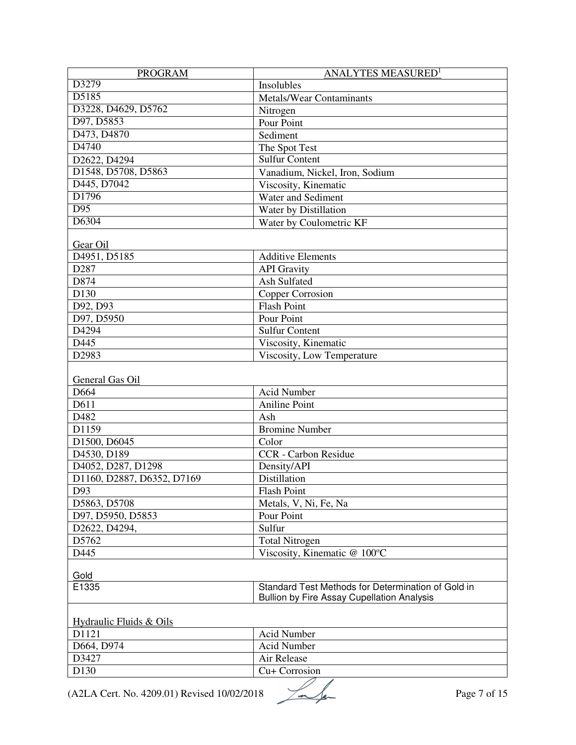| PROGRAM | ANALYTES MEASURED[1] |
|---|---|
| D3279 | Insolubles |
| D5185 | Metals/Wear Contaminants |
| D3228, D4629, D5762 | Nitrogen |
| D97, D5853 | Pour Point |
| D473, D4870 | Sediment |
| D4740 | The Spot Test |
| D2622, D4294 | Sulfur Content |
| D1548, D5708, D5863 | Vanadium, Nickel, Iron, Sodium |
| D445, D7042 | Viscosity, Kinematic |
| D1796 | Water and Sediment |
| D95 | Water by Distillation |
| D6304 | Water by Coulometric KF |
| Gear Oil | |
| D4951, D5185 | Additive Elements |
| D287 | API Gravity |
| D874 | Ash Sulfated |
| D130 | Copper Corrosion |
| D92, D93 | Flash Point |
| D97, D5950 | Pour Point |
| D4294 | Sulfur Content |
| D445 | Viscosity, Kinematic |
| D2983 | Viscosity, Low Temperature |
| General Gas Oil | |
| D664 | Acid Number |
| D611 | Aniline Point |
| D482 | Ash |
| D1159 | Bromine Number |
| D1500, D6045 | Color |
| D4530, D189 | CCR - Carbon Residue |
| D4052, D287, D1298 | Density/API |
| D1160, D2887, D6352, D7169 | Distillation |
| D93 | Flash Point |
| D5863, D5708 | Metals, V, Ni, Fe, Na |
| D97, D5950, D5853 | Pour Point |
| D2622, D4294, | Sulfur |
| D5762 | Total Nitrogen |
| D445 | Viscosity, Kinematic @ 100ºC |
| Gold | |
| E1335 | Standard Test Methods for Determination of Gold in Bullion by Fire Assay Cupellation Analysis |
| Hydraulic Fluids & Oils | |
| D1121 | Acid Number |
| D664, D974 | Acid Number |
| D3427 | Air Release |
| D130 | Cu+ Corrosion |

(A2LA Cert. No. 4209.01) Revised 10/02/2018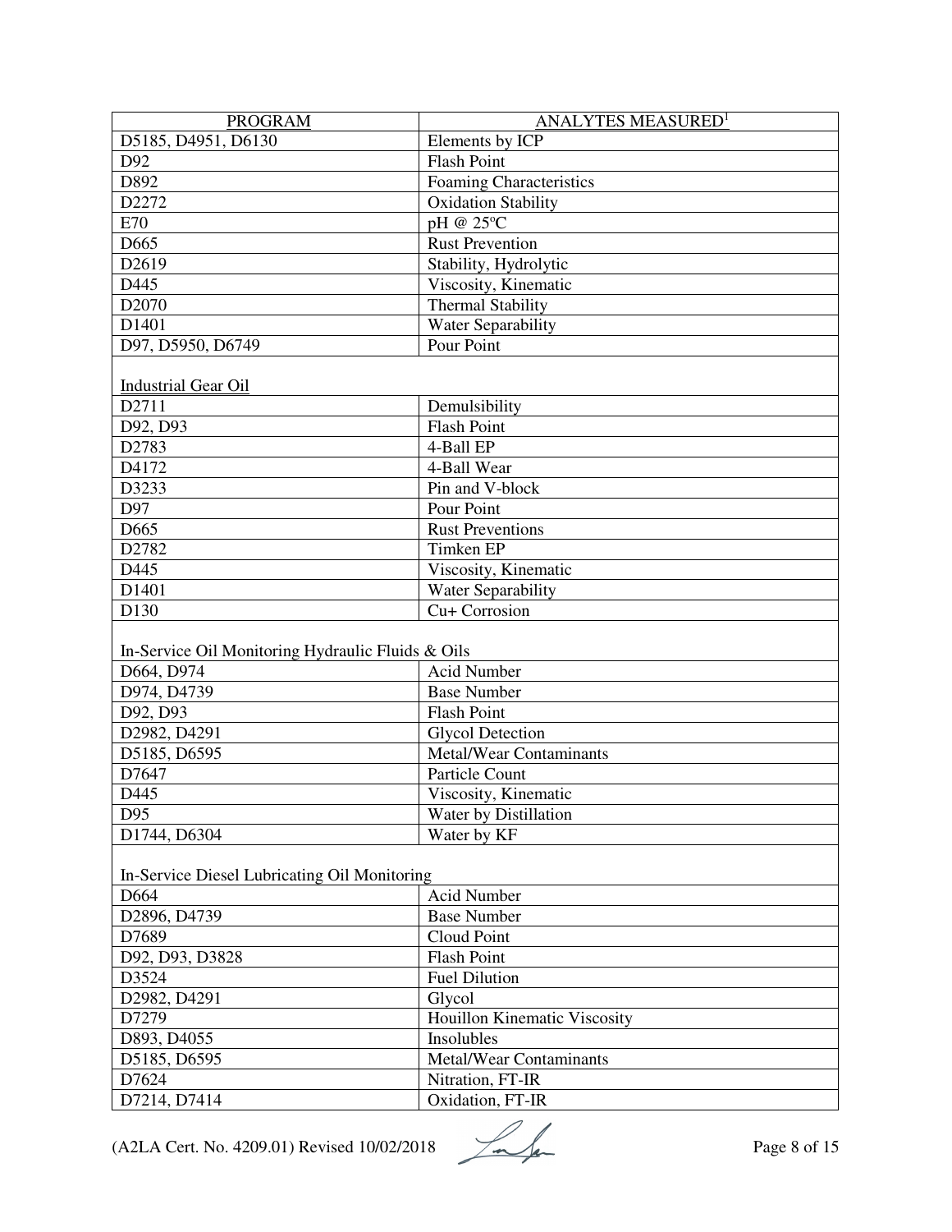| PROGRAM | ANALYTES MEASURED[1] |
|---|---|
| D5185, D4951, D6130 | Elements by ICP |
| D92 | Flash Point |
| D892 | Foaming Characteristics |
| D2272 | Oxidation Stability |
| E70 | pH @ 25ºC |
| D665 | Rust Prevention |
| D2619 | Stability, Hydrolytic |
| D445 | Viscosity, Kinematic |
| D2070 | Thermal Stability |
| D1401 | Water Separability |
| D97, D5950, D6749 | Pour Point |
| Industrial Gear Oil | |
| D2711 | Demulsibility |
| D92, D93 | Flash Point |
| D2783 | 4-Ball EP |
| D4172 | 4-Ball Wear |
| D3233 | Pin and V-block |
| D97 | Pour Point |
| D665 | Rust Preventions |
| D2782 | Timken EP |
| D445 | Viscosity, Kinematic |
| D1401 | Water Separability |
| D130 | Cu+ Corrosion |
| In-Service Oil Monitoring Hydraulic Fluids & Oils | |
| D664, D974 | Acid Number |
| D974, D4739 | Base Number |
| D92, D93 | Flash Point |
| D2982, D4291 | Glycol Detection |
| D5185, D6595 | Metal/Wear Contaminants |
| D7647 | Particle Count |
| D445 | Viscosity, Kinematic |
| D95 | Water by Distillation |
| D1744, D6304 | Water by KF |
| In-Service Diesel Lubricating Oil Monitoring | |
| D664 | Acid Number |
| D2896, D4739 | Base Number |
| D7689 | Cloud Point |
| D92, D93, D3828 | Flash Point |
| D3524 | Fuel Dilution |
| D2982, D4291 | Glycol |
| D7279 | Houillon Kinematic Viscosity |
| D893, D4055 | Insolubles |
| D5185, D6595 | Metal/Wear Contaminants |
| D7624 | Nitration, FT-IR |
| D7214, D7414 | Oxidation, FT-IR |

(A2LA Cert. No. 4209.01) Revised 10/02/2018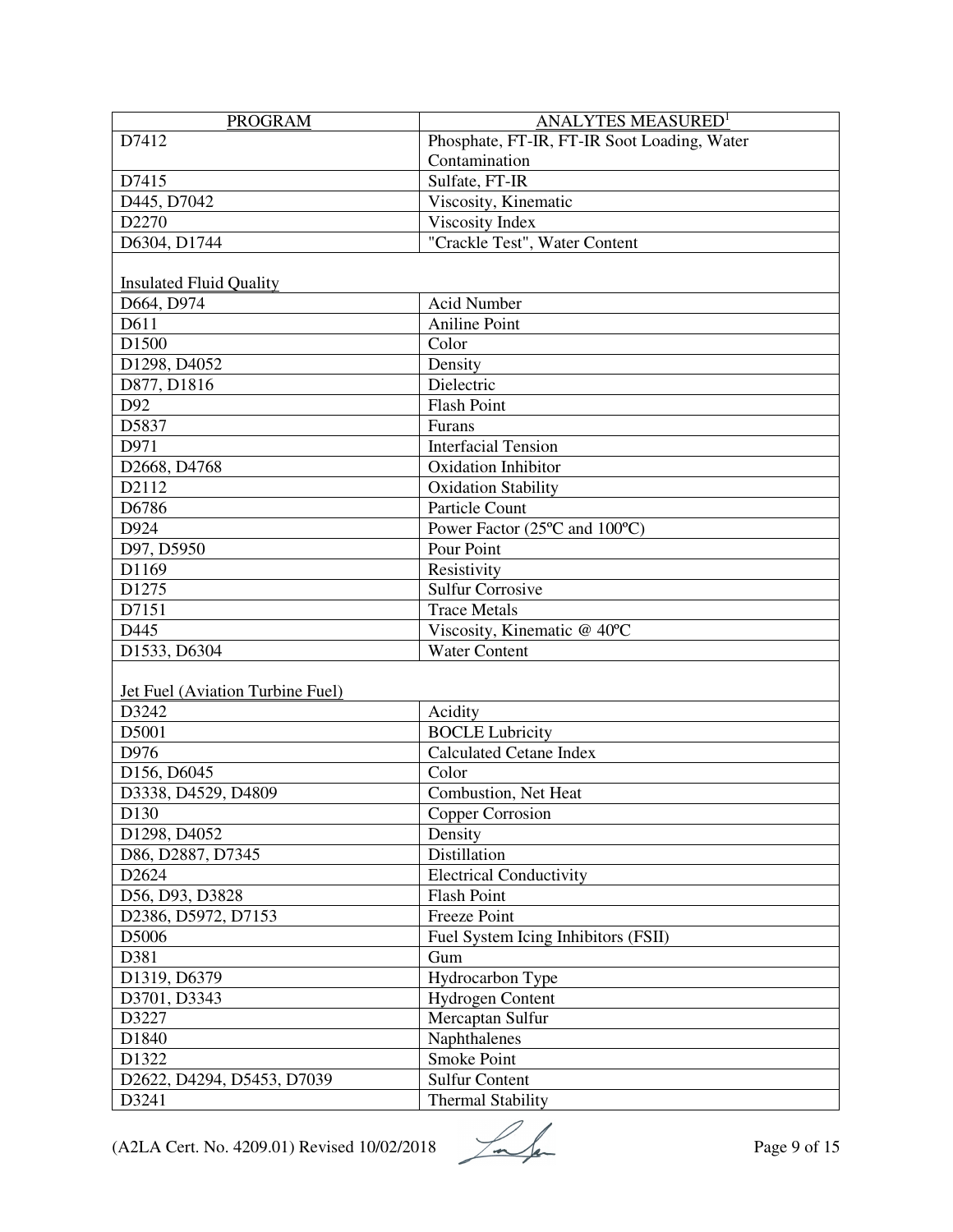| PROGRAM | ANALYTES MEASURED[1] |
|---|---|
| D7412 | Phosphate, FT-IR, FT-IR Soot Loading, Water Contamination |
| D7415 | Sulfate, FT-IR |
| D445, D7042 | Viscosity, Kinematic |
| D2270 | Viscosity Index |
| D6304, D1744 | "Crackle Test", Water Content |
| Insulated Fluid Quality | |
| D664, D974 | Acid Number |
| D611 | Aniline Point |
| D1500 | Color |
| D1298, D4052 | Density |
| D877, D1816 | Dielectric |
| D92 | Flash Point |
| D5837 | Furans |
| D971 | Interfacial Tension |
| D2668, D4768 | Oxidation Inhibitor |
| D2112 | Oxidation Stability |
| D6786 | Particle Count |
| D924 | Power Factor (25ºC and 100ºC) |
| D97, D5950 | Pour Point |
| D1169 | Resistivity |
| D1275 | Sulfur Corrosive |
| D7151 | Trace Metals |
| D445 | Viscosity, Kinematic @ 40ºC |
| D1533, D6304 | Water Content |
| Jet Fuel (Aviation Turbine Fuel) | |
| D3242 | Acidity |
| D5001 | BOCLE Lubricity |
| D976 | Calculated Cetane Index |
| D156, D6045 | Color |
| D3338, D4529, D4809 | Combustion, Net Heat |
| D130 | Copper Corrosion |
| D1298, D4052 | Density |
| D86, D2887, D7345 | Distillation |
| D2624 | Electrical Conductivity |
| D56, D93, D3828 | Flash Point |
| D2386, D5972, D7153 | Freeze Point |
| D5006 | Fuel System Icing Inhibitors (FSII) |
| D381 | Gum |
| D1319, D6379 | Hydrocarbon Type |
| D3701, D3343 | Hydrogen Content |
| D3227 | Mercaptan Sulfur |
| D1840 | Naphthalenes |
| D1322 | Smoke Point |
| D2622, D4294, D5453, D7039 | Sulfur Content |
| D3241 | Thermal Stability |

(A2LA Cert. No. 4209.01) Revised 10/02/2018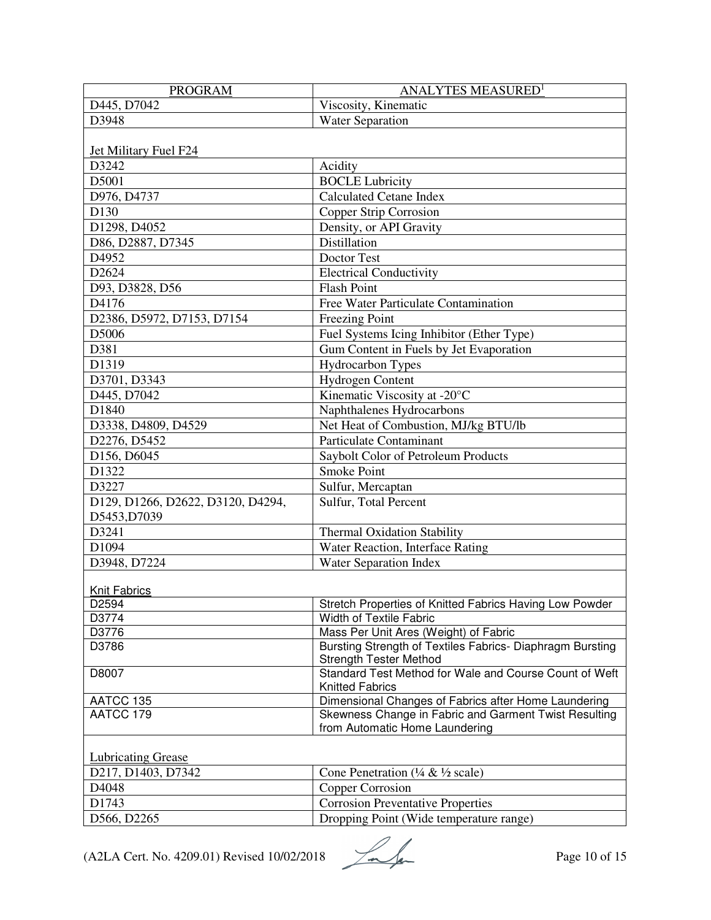| PROGRAM | ANALYTES MEASURED[1] |
|---|---|
| D445, D7042 | Viscosity, Kinematic |
| D3948 | Water Separation |
| Jet Military Fuel F24 | |
| D3242 | Acidity |
| D5001 | BOCLE Lubricity |
| D976, D4737 | Calculated Cetane Index |
| D130 | Copper Strip Corrosion |
| D1298, D4052 | Density, or API Gravity |
| D86, D2887, D7345 | Distillation |
| D4952 | Doctor Test |
| D2624 | Electrical Conductivity |
| D93, D3828, D56 | Flash Point |
| D4176 | Free Water Particulate Contamination |
| D2386, D5972, D7153, D7154 | Freezing Point |
| D5006 | Fuel Systems Icing Inhibitor (Ether Type) |
| D381 | Gum Content in Fuels by Jet Evaporation |
| D1319 | Hydrocarbon Types |
| D3701, D3343 | Hydrogen Content |
| D445, D7042 | Kinematic Viscosity at -20°C |
| D1840 | Naphthalenes Hydrocarbons |
| D3338, D4809, D4529 | Net Heat of Combustion, MJ/kg BTU/lb |
| D2276, D5452 | Particulate Contaminant |
| D156, D6045 | Saybolt Color of Petroleum Products |
| D1322 | Smoke Point |
| D3227 | Sulfur, Mercaptan |
| D129, D1266, D2622, D3120, D4294, D5453,D7039 | Sulfur, Total Percent |
| D3241 | Thermal Oxidation Stability |
| D1094 | Water Reaction, Interface Rating |
| D3948, D7224 | Water Separation Index |
| Knit Fabrics | |
| D2594 | Stretch Properties of Knitted Fabrics Having Low Powder |
| D3774 | Width of Textile Fabric |
| D3776 | Mass Per Unit Ares (Weight) of Fabric |
| D3786 | Bursting Strength of Textiles Fabrics- Diaphragm Bursting Strength Tester Method |
| D8007 | Standard Test Method for Wale and Course Count of Weft Knitted Fabrics |
| AATCC 135 | Dimensional Changes of Fabrics after Home Laundering |
| AATCC 179 | Skewness Change in Fabric and Garment Twist Resulting from Automatic Home Laundering |
| Lubricating Grease | |
| D217, D1403, D7342 | Cone Penetration (¼ & ½ scale) |
| D4048 | Copper Corrosion |
| D1743 | Corrosion Preventative Properties |
| D566, D2265 | Dropping Point (Wide temperature range) |

(A2LA Cert. No. 4209.01) Revised 10/02/2018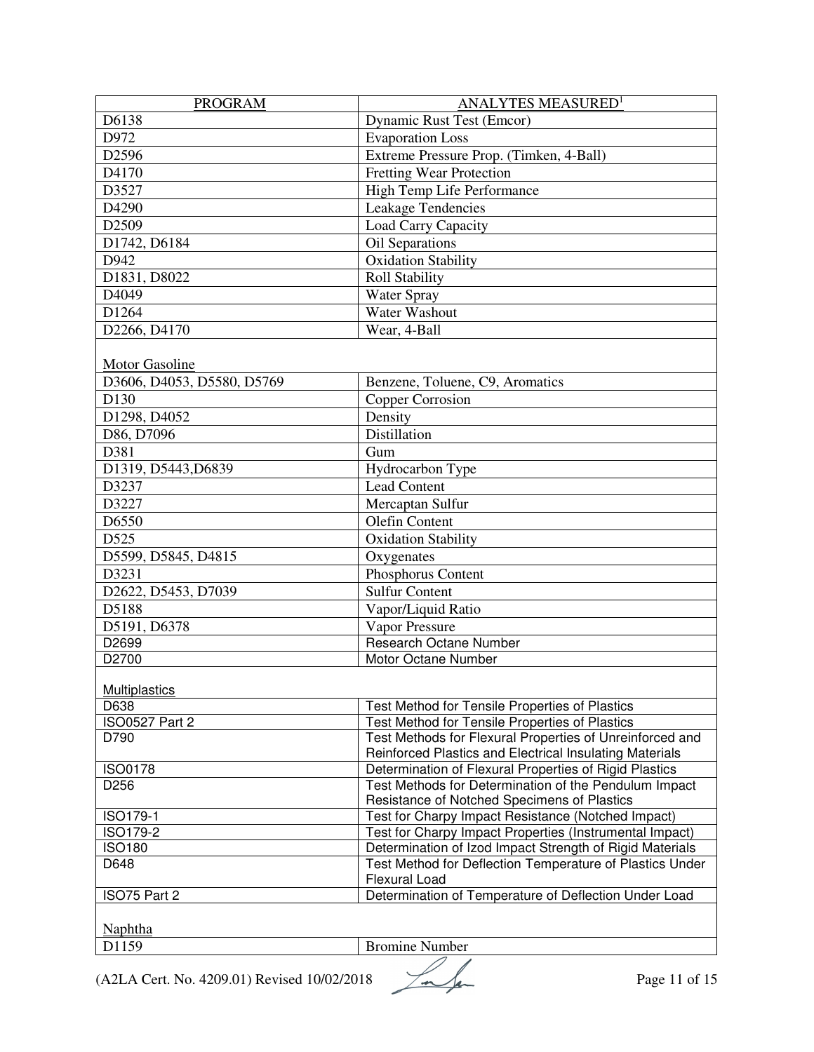| PROGRAM | ANALYTES MEASURED[1] |
| --- | --- |
| D6138 | Dynamic Rust Test (Emcor) |
| D972 | Evaporation Loss |
| D2596 | Extreme Pressure Prop. (Timken, 4-Ball) |
| D4170 | Fretting Wear Protection |
| D3527 | High Temp Life Performance |
| D4290 | Leakage Tendencies |
| D2509 | Load Carry Capacity |
| D1742, D6184 | Oil Separations |
| D942 | Oxidation Stability |
| D1831, D8022 | Roll Stability |
| D4049 | Water Spray |
| D1264 | Water Washout |
| D2266, D4170 | Wear, 4-Ball |
| Motor Gasoline | |
| D3606, D4053, D5580, D5769 | Benzene, Toluene, C9, Aromatics |
| D130 | Copper Corrosion |
| D1298, D4052 | Density |
| D86, D7096 | Distillation |
| D381 | Gum |
| D1319, D5443,D6839 | Hydrocarbon Type |
| D3237 | Lead Content |
| D3227 | Mercaptan Sulfur |
| D6550 | Olefin Content |
| D525 | Oxidation Stability |
| D5599, D5845, D4815 | Oxygenates |
| D3231 | Phosphorus Content |
| D2622, D5453, D7039 | Sulfur Content |
| D5188 | Vapor/Liquid Ratio |
| D5191, D6378 | Vapor Pressure |
| D2699 | Research Octane Number |
| D2700 | Motor Octane Number |
| Multiplastics | |
| D638 | Test Method for Tensile Properties of Plastics |
| ISO0527 Part 2 | Test Method for Tensile Properties of Plastics |
| D790 | Test Methods for Flexural Properties of Unreinforced and Reinforced Plastics and Electrical Insulating Materials |
| ISO0178 | Determination of Flexural Properties of Rigid Plastics |
| D256 | Test Methods for Determination of the Pendulum Impact Resistance of Notched Specimens of Plastics |
| ISO179-1 | Test for Charpy Impact Resistance (Notched Impact) |
| ISO179-2 | Test for Charpy Impact Properties (Instrumental Impact) |
| ISO180 | Determination of Izod Impact Strength of Rigid Materials |
| D648 | Test Method for Deflection Temperature of Plastics Under Flexural Load |
| ISO75 Part 2 | Determination of Temperature of Deflection Under Load |
| Naphtha | |
| D1159 | Bromine Number |

(A2LA Cert. No. 4209.01) Revised 10/02/2018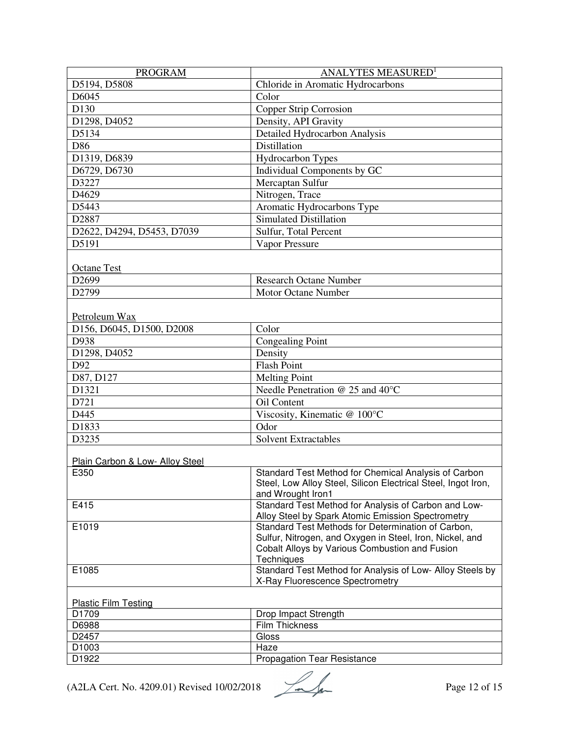| PROGRAM | ANALYTES MEASURED[1] |
|---|---|
| D5194, D5808 | Chloride in Aromatic Hydrocarbons |
| D6045 | Color |
| D130 | Copper Strip Corrosion |
| D1298, D4052 | Density, API Gravity |
| D5134 | Detailed Hydrocarbon Analysis |
| D86 | Distillation |
| D1319, D6839 | Hydrocarbon Types |
| D6729, D6730 | Individual Components by GC |
| D3227 | Mercaptan Sulfur |
| D4629 | Nitrogen, Trace |
| D5443 | Aromatic Hydrocarbons Type |
| D2887 | Simulated Distillation |
| D2622, D4294, D5453, D7039 | Sulfur, Total Percent |
| D5191 | Vapor Pressure |
| Octane Test | |
| D2699 | Research Octane Number |
| D2799 | Motor Octane Number |
| Petroleum Wax | |
| D156, D6045, D1500, D2008 | Color |
| D938 | Congealing Point |
| D1298, D4052 | Density |
| D92 | Flash Point |
| D87, D127 | Melting Point |
| D1321 | Needle Penetration @ 25 and 40°C |
| D721 | Oil Content |
| D445 | Viscosity, Kinematic @ 100°C |
| D1833 | Odor |
| D3235 | Solvent Extractables |
| Plain Carbon & Low- Alloy Steel | |
| E350 | Standard Test Method for Chemical Analysis of Carbon Steel, Low Alloy Steel, Silicon Electrical Steel, Ingot Iron, and Wrought Iron1 |
| E415 | Standard Test Method for Analysis of Carbon and Low-Alloy Steel by Spark Atomic Emission Spectrometry |
| E1019 | Standard Test Methods for Determination of Carbon, Sulfur, Nitrogen, and Oxygen in Steel, Iron, Nickel, and Cobalt Alloys by Various Combustion and Fusion Techniques |
| E1085 | Standard Test Method for Analysis of Low- Alloy Steels by X-Ray Fluorescence Spectrometry |
| Plastic Film Testing | |
| D1709 | Drop Impact Strength |
| D6988 | Film Thickness |
| D2457 | Gloss |
| D1003 | Haze |
| D1922 | Propagation Tear Resistance |

(A2LA Cert. No. 4209.01) Revised 10/02/2018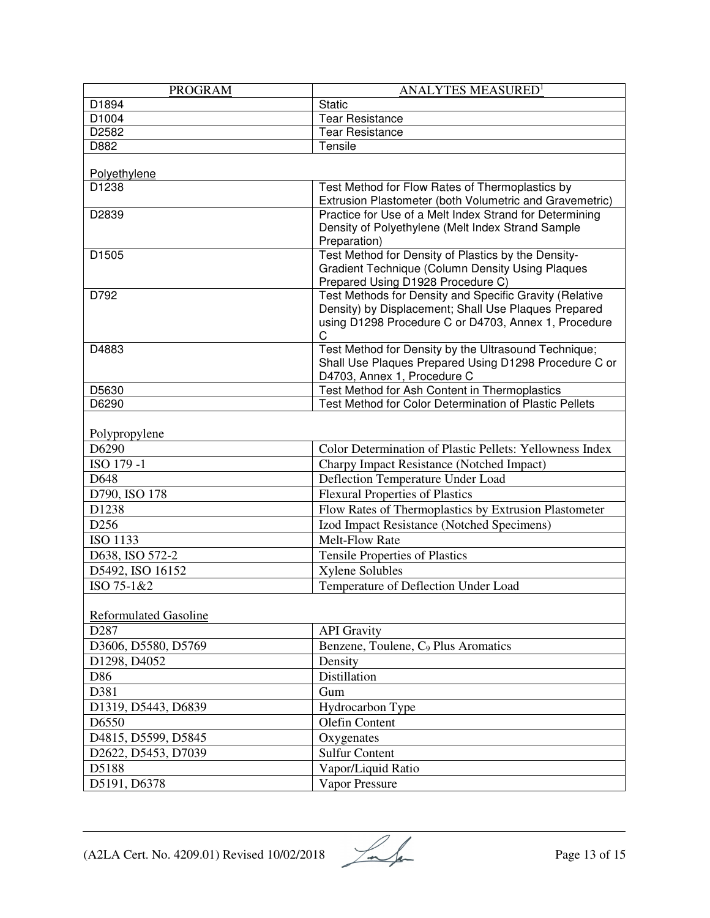| PROGRAM | ANALYTES MEASURED[1] |
|---|---|
| D1894 | Static |
| D1004 | Tear Resistance |
| D2582 | Tear Resistance |
| D882 | Tensile |
| Polyethylene | |
| D1238 | Test Method for Flow Rates of Thermoplastics by Extrusion Plastometer (both Volumetric and Gravemetric) |
| D2839 | Practice for Use of a Melt Index Strand for Determining Density of Polyethylene (Melt Index Strand Sample Preparation) |
| D1505 | Test Method for Density of Plastics by the Density-Gradient Technique (Column Density Using Plaques Prepared Using D1928 Procedure C) |
| D792 | Test Methods for Density and Specific Gravity (Relative Density) by Displacement; Shall Use Plaques Prepared using D1298 Procedure C or D4703, Annex 1, Procedure C |
| D4883 | Test Method for Density by the Ultrasound Technique; Shall Use Plaques Prepared Using D1298 Procedure C or D4703, Annex 1, Procedure C |
| D5630 | Test Method for Ash Content in Thermoplastics |
| D6290 | Test Method for Color Determination of Plastic Pellets |
| Polypropylene | |
| D6290 | Color Determination of Plastic Pellets: Yellowness Index |
| ISO 179 -1 | Charpy Impact Resistance (Notched Impact) |
| D648 | Deflection Temperature Under Load |
| D790, ISO 178 | Flexural Properties of Plastics |
| D1238 | Flow Rates of Thermoplastics by Extrusion Plastometer |
| D256 | Izod Impact Resistance (Notched Specimens) |
| ISO 1133 | Melt-Flow Rate |
| D638, ISO 572-2 | Tensile Properties of Plastics |
| D5492, ISO 16152 | Xylene Solubles |
| ISO 75-1&2 | Temperature of Deflection Under Load |
| Reformulated Gasoline | |
| D287 | API Gravity |
| D3606, D5580, D5769 | Benzene, Toulene, $C_9$ Plus Aromatics |
| D1298, D4052 | Density |
| D86 | Distillation |
| D381 | Gum |
| D1319, D5443, D6839 | Hydrocarbon Type |
| D6550 | Olefin Content |
| D4815, D5599, D5845 | Oxygenates |
| D2622, D5453, D7039 | Sulfur Content |
| D5188 | Vapor/Liquid Ratio |
| D5191, D6378 | Vapor Pressure |

(A2LA Cert. No. 4209.01) Revised 10/02/2018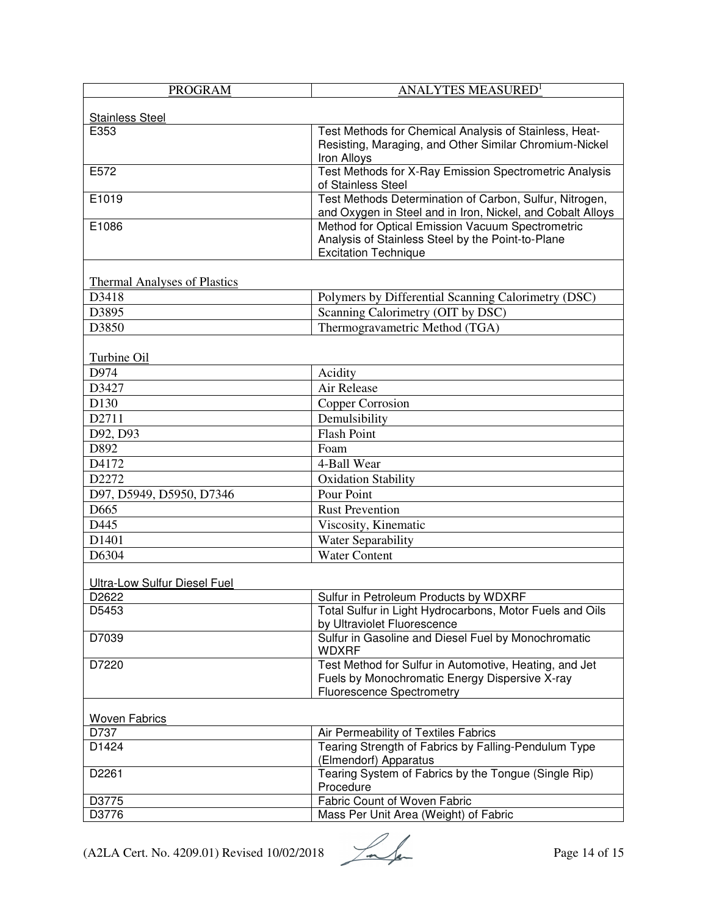| PROGRAM | ANALYTES MEASURED[1] |
|---|---|
| Stainless Steel | |
| E353 | Test Methods for Chemical Analysis of Stainless, Heat-Resisting, Maraging, and Other Similar Chromium-Nickel Iron Alloys |
| E572 | Test Methods for X-Ray Emission Spectrometric Analysis of Stainless Steel |
| E1019 | Test Methods Determination of Carbon, Sulfur, Nitrogen, and Oxygen in Steel and in Iron, Nickel, and Cobalt Alloys |
| E1086 | Method for Optical Emission Vacuum Spectrometric Analysis of Stainless Steel by the Point-to-Plane Excitation Technique |
| Thermal Analyses of Plastics | |
| D3418 | Polymers by Differential Scanning Calorimetry (DSC) |
| D3895 | Scanning Calorimetry (OIT by DSC) |
| D3850 | Thermogravametric Method (TGA) |
| Turbine Oil | |
| D974 | Acidity |
| D3427 | Air Release |
| D130 | Copper Corrosion |
| D2711 | Demulsibility |
| D92, D93 | Flash Point |
| D892 | Foam |
| D4172 | 4-Ball Wear |
| D2272 | Oxidation Stability |
| D97, D5949, D5950, D7346 | Pour Point |
| D665 | Rust Prevention |
| D445 | Viscosity, Kinematic |
| D1401 | Water Separability |
| D6304 | Water Content |
| Ultra-Low Sulfur Diesel Fuel | |
| D2622 | Sulfur in Petroleum Products by WDXRF |
| D5453 | Total Sulfur in Light Hydrocarbons, Motor Fuels and Oils by Ultraviolet Fluorescence |
| D7039 | Sulfur in Gasoline and Diesel Fuel by Monochromatic WDXRF |
| D7220 | Test Method for Sulfur in Automotive, Heating, and Jet Fuels by Monochromatic Energy Dispersive X-ray Fluorescence Spectrometry |
| Woven Fabrics | |
| D737 | Air Permeability of Textiles Fabrics |
| D1424 | Tearing Strength of Fabrics by Falling-Pendulum Type (Elmendorf) Apparatus |
| D2261 | Tearing System of Fabrics by the Tongue (Single Rip) Procedure |
| D3775 | Fabric Count of Woven Fabric |
| D3776 | Mass Per Unit Area (Weight) of Fabric |

(A2LA Cert. No. 4209.01) Revised 10/02/2018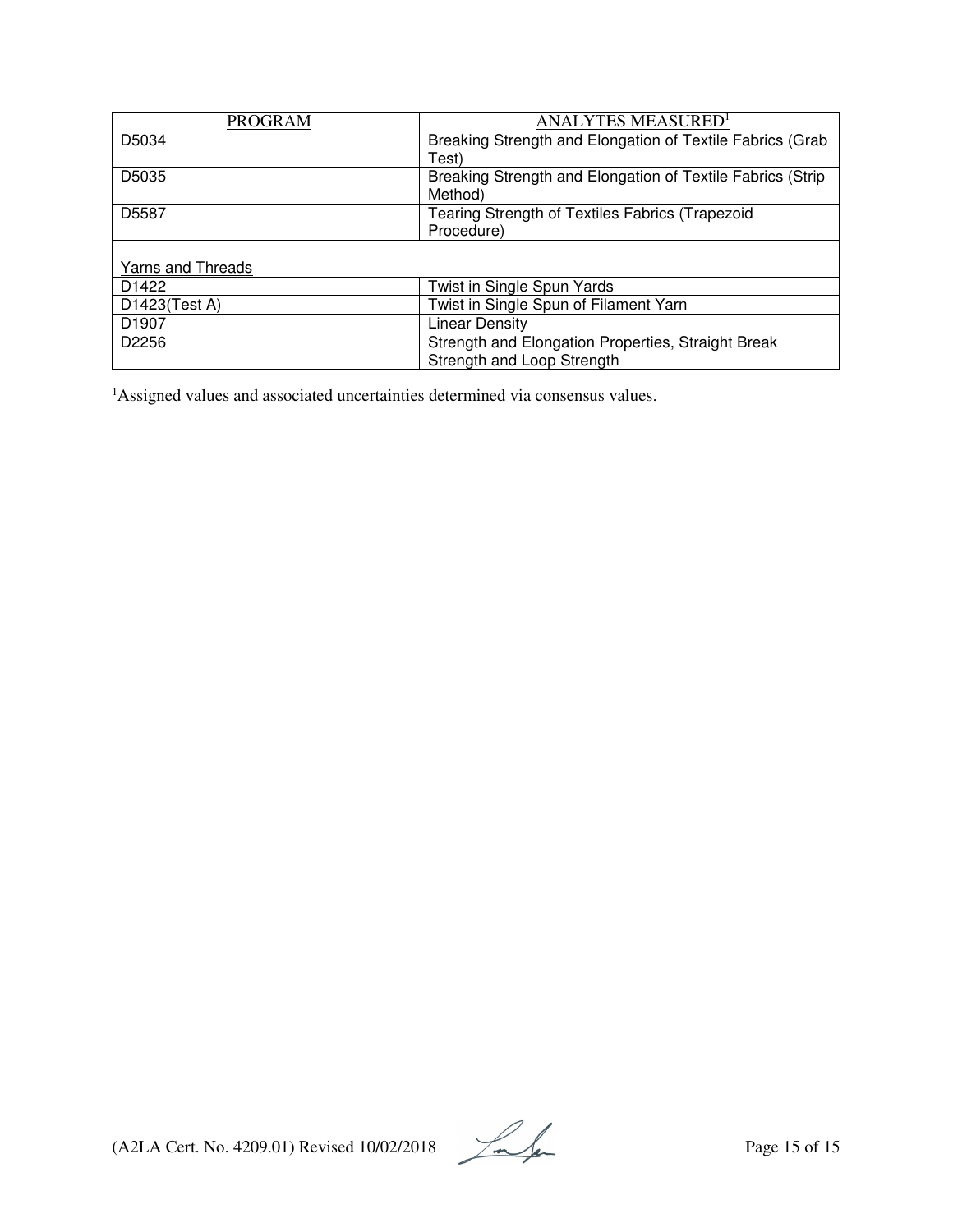| PROGRAM | ANALYTES MEASURED[1] |
|---|---|
| D5034 | Breaking Strength and Elongation of Textile Fabrics (Grab Test) |
| D5035 | Breaking Strength and Elongation of Textile Fabrics (Strip Method) |
| D5587 | Tearing Strength of Textiles Fabrics (Trapezoid Procedure) |
| Yarns and Threads | |
| D1422 | Twist in Single Spun Yards |
| D1423(Test A) | Twist in Single Spun of Filament Yarn |
| D1907 | Linear Density |
| D2256 | Strength and Elongation Properties, Straight Break Strength and Loop Strength |

[1]Assigned values and associated uncertainties determined via consensus values.

(A2LA Cert. No. 4209.01) Revised 10/02/2018